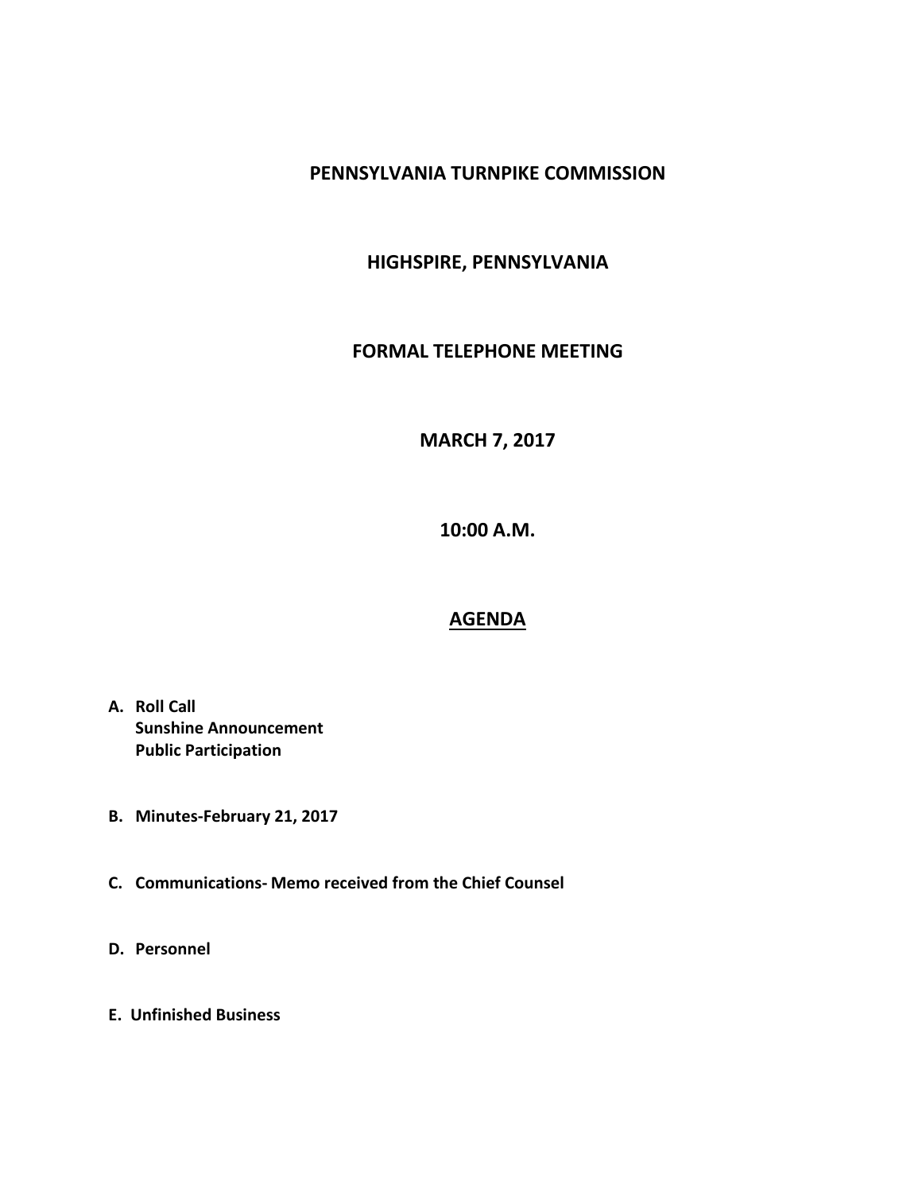# PENNSYLVANIA TURNPIKE COMMISSION

## HIGHSPIRE, PENNSYLVANIA

## FORMAL TELEPHONE MEETING

## MARCH 7, 2017

## 10:00 A.M.

## AGENDA

**A. Roll Call**
**Sunshine Announcement**
**Public Participation**

**B. Minutes-February 21, 2017**

**C. Communications- Memo received from the Chief Counsel**

**D. Personnel**

**E. Unfinished Business**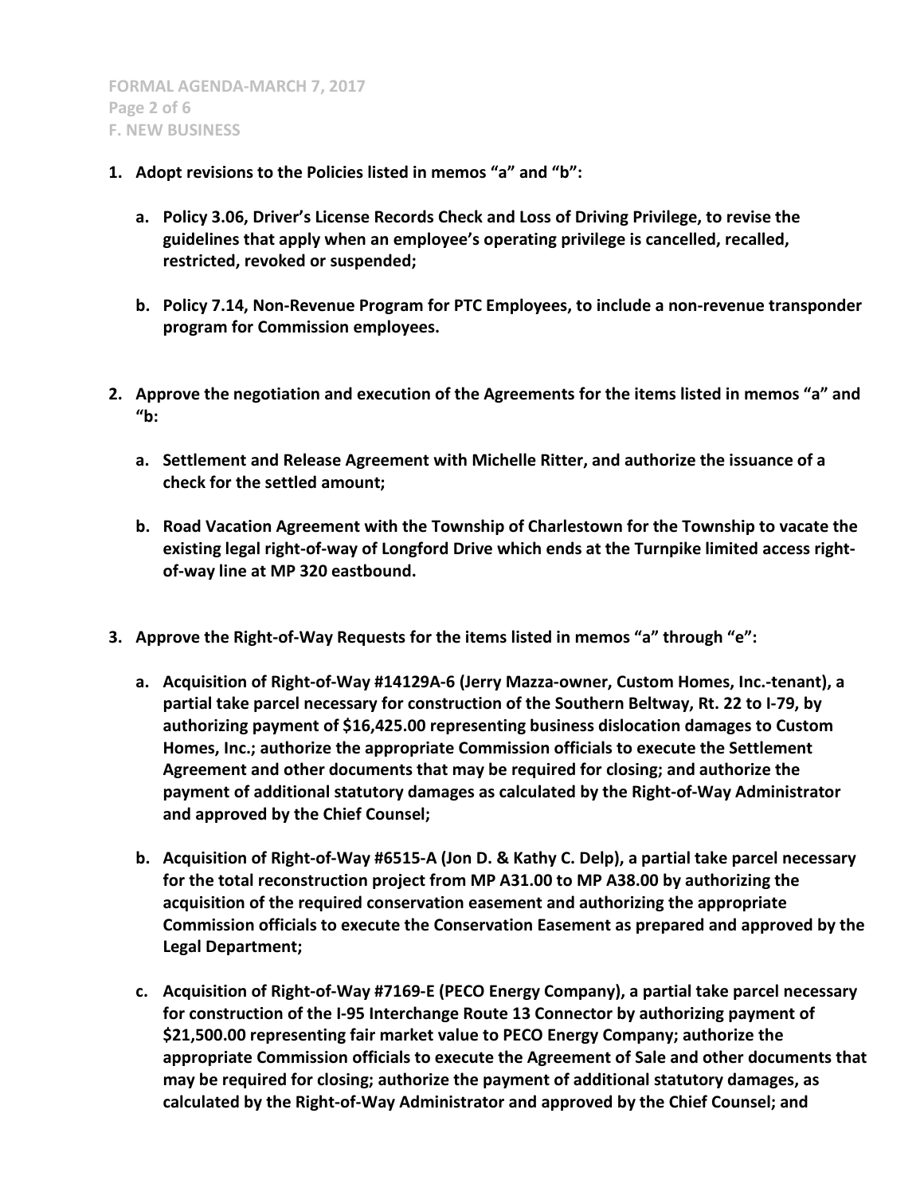**F. NEW BUSINESS**

1. **Adopt revisions to the Policies listed in memos "a" and "b":**

   a. **Policy 3.06, Driver's License Records Check and Loss of Driving Privilege, to revise the guidelines that apply when an employee's operating privilege is cancelled, recalled, restricted, revoked or suspended;**

   b. **Policy 7.14, Non-Revenue Program for PTC Employees, to include a non-revenue transponder program for Commission employees.**

2. **Approve the negotiation and execution of the Agreements for the items listed in memos "a" and "b:**

   a. **Settlement and Release Agreement with Michelle Ritter, and authorize the issuance of a check for the settled amount;**

   b. **Road Vacation Agreement with the Township of Charlestown for the Township to vacate the existing legal right-of-way of Longford Drive which ends at the Turnpike limited access right-of-way line at MP 320 eastbound.**

3. **Approve the Right-of-Way Requests for the items listed in memos "a" through "e":**

   a. **Acquisition of Right-of-Way #14129A-6 (Jerry Mazza-owner, Custom Homes, Inc.-tenant), a partial take parcel necessary for construction of the Southern Beltway, Rt. 22 to I-79, by authorizing payment of $16,425.00 representing business dislocation damages to Custom Homes, Inc.; authorize the appropriate Commission officials to execute the Settlement Agreement and other documents that may be required for closing; and authorize the payment of additional statutory damages as calculated by the Right-of-Way Administrator and approved by the Chief Counsel;**

   b. **Acquisition of Right-of-Way #6515-A (Jon D. & Kathy C. Delp), a partial take parcel necessary for the total reconstruction project from MP A31.00 to MP A38.00 by authorizing the acquisition of the required conservation easement and authorizing the appropriate Commission officials to execute the Conservation Easement as prepared and approved by the Legal Department;**

   c. **Acquisition of Right-of-Way #7169-E (PECO Energy Company), a partial take parcel necessary for construction of the I-95 Interchange Route 13 Connector by authorizing payment of $21,500.00 representing fair market value to PECO Energy Company; authorize the appropriate Commission officials to execute the Agreement of Sale and other documents that may be required for closing; authorize the payment of additional statutory damages, as calculated by the Right-of-Way Administrator and approved by the Chief Counsel; and**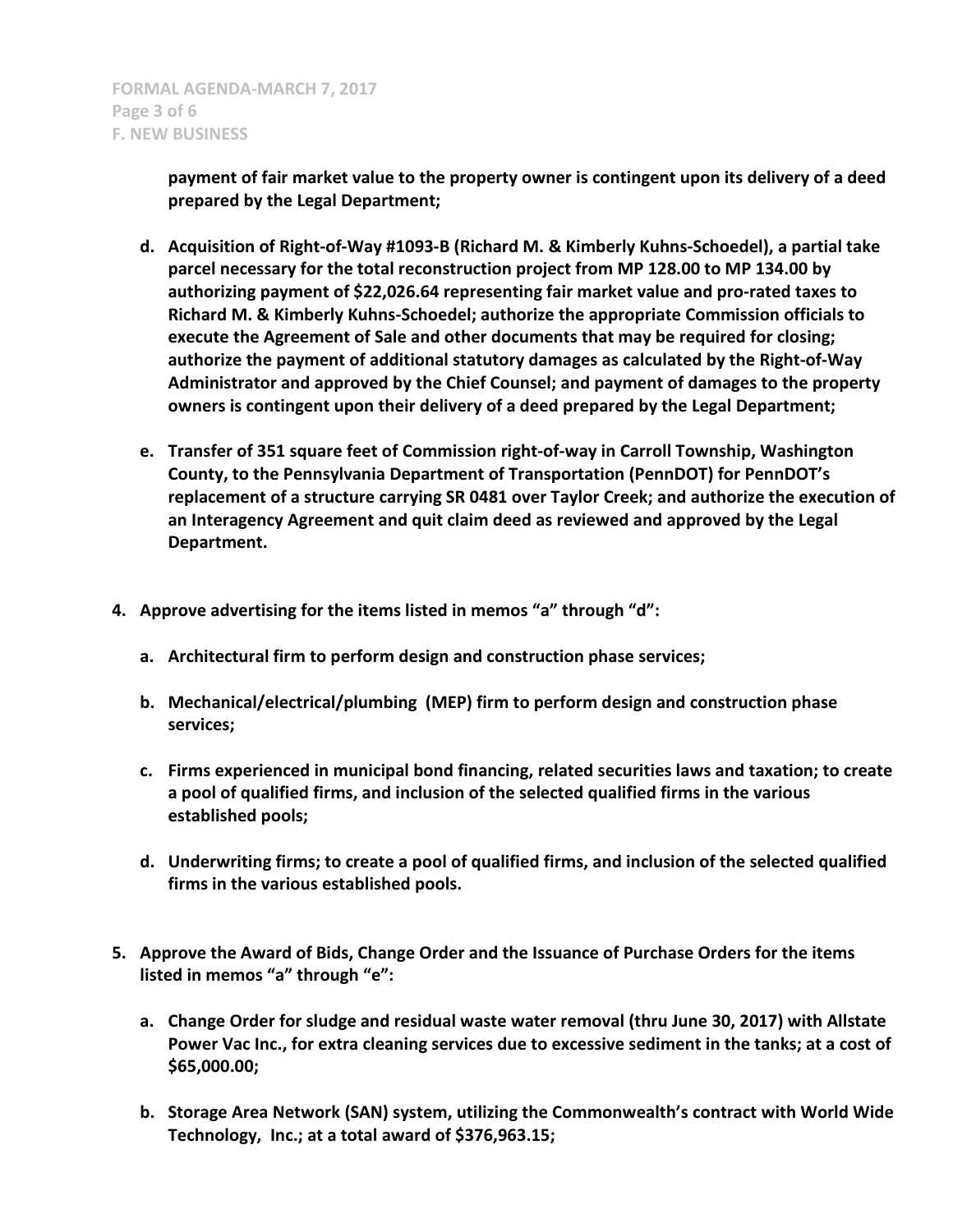**payment of fair market value to the property owner is contingent upon its delivery of a deed prepared by the Legal Department;**

**d. Acquisition of Right-of-Way #1093-B (Richard M. & Kimberly Kuhns-Schoedel), a partial take parcel necessary for the total reconstruction project from MP 128.00 to MP 134.00 by authorizing payment of $22,026.64 representing fair market value and pro-rated taxes to Richard M. & Kimberly Kuhns-Schoedel; authorize the appropriate Commission officials to execute the Agreement of Sale and other documents that may be required for closing; authorize the payment of additional statutory damages as calculated by the Right-of-Way Administrator and approved by the Chief Counsel; and payment of damages to the property owners is contingent upon their delivery of a deed prepared by the Legal Department;**

**e. Transfer of 351 square feet of Commission right-of-way in Carroll Township, Washington County, to the Pennsylvania Department of Transportation (PennDOT) for PennDOT's replacement of a structure carrying SR 0481 over Taylor Creek; and authorize the execution of an Interagency Agreement and quit claim deed as reviewed and approved by the Legal Department.**

**4. Approve advertising for the items listed in memos "a" through "d":**

**a. Architectural firm to perform design and construction phase services;**

**b. Mechanical/electrical/plumbing (MEP) firm to perform design and construction phase services;**

**c. Firms experienced in municipal bond financing, related securities laws and taxation; to create a pool of qualified firms, and inclusion of the selected qualified firms in the various established pools;**

**d. Underwriting firms; to create a pool of qualified firms, and inclusion of the selected qualified firms in the various established pools.**

**5. Approve the Award of Bids, Change Order and the Issuance of Purchase Orders for the items listed in memos "a" through "e":**

**a. Change Order for sludge and residual waste water removal (thru June 30, 2017) with Allstate Power Vac Inc., for extra cleaning services due to excessive sediment in the tanks; at a cost of $65,000.00;**

**b. Storage Area Network (SAN) system, utilizing the Commonwealth's contract with World Wide Technology, Inc.; at a total award of $376,963.15;**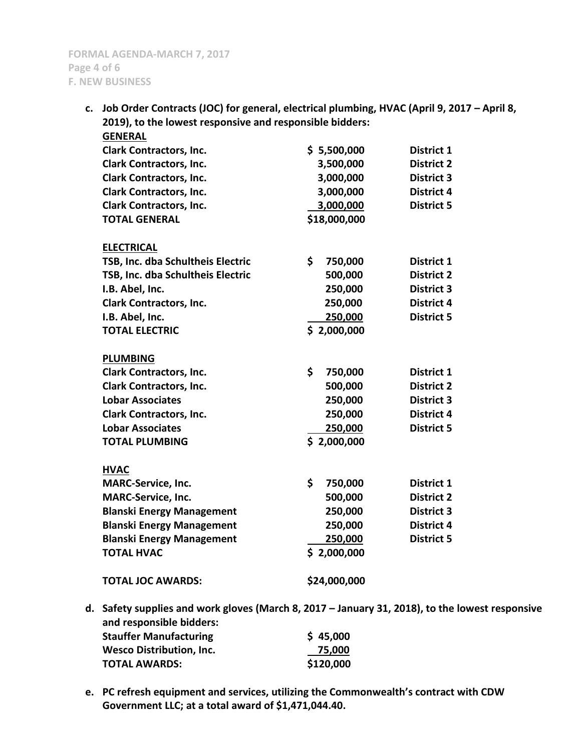**c. Job Order Contracts (JOC) for general, electrical plumbing, HVAC (April 9, 2017 – April 8, 2019), to the lowest responsive and responsible bidders:**

| **GENERAL** | | |
|---|---|---|
| **Clark Contractors, Inc.** | **$ 5,500,000** | **District 1** |
| **Clark Contractors, Inc.** | **3,500,000** | **District 2** |
| **Clark Contractors, Inc.** | **3,000,000** | **District 3** |
| **Clark Contractors, Inc.** | **3,000,000** | **District 4** |
| **Clark Contractors, Inc.** | **3,000,000** | **District 5** |
| **TOTAL GENERAL** | **$18,000,000** | |

| **ELECTRICAL** | | |
|---|---|---|
| **TSB, Inc. dba Schultheis Electric** | **$ 750,000** | **District 1** |
| **TSB, Inc. dba Schultheis Electric** | **500,000** | **District 2** |
| **I.B. Abel, Inc.** | **250,000** | **District 3** |
| **Clark Contractors, Inc.** | **250,000** | **District 4** |
| **I.B. Abel, Inc.** | **250,000** | **District 5** |
| **TOTAL ELECTRIC** | **$ 2,000,000** | |

| **PLUMBING** | | |
|---|---|---|
| **Clark Contractors, Inc.** | **$ 750,000** | **District 1** |
| **Clark Contractors, Inc.** | **500,000** | **District 2** |
| **Lobar Associates** | **250,000** | **District 3** |
| **Clark Contractors, Inc.** | **250,000** | **District 4** |
| **Lobar Associates** | **250,000** | **District 5** |
| **TOTAL PLUMBING** | **$ 2,000,000** | |

| **HVAC** | | |
|---|---|---|
| **MARC-Service, Inc.** | **$ 750,000** | **District 1** |
| **MARC-Service, Inc.** | **500,000** | **District 2** |
| **Blanski Energy Management** | **250,000** | **District 3** |
| **Blanski Energy Management** | **250,000** | **District 4** |
| **Blanski Energy Management** | **250,000** | **District 5** |
| **TOTAL HVAC** | **$ 2,000,000** | |

**TOTAL JOC AWARDS: $24,000,000**

**d. Safety supplies and work gloves (March 8, 2017 – January 31, 2018), to the lowest responsive and responsible bidders:**

| | |
|---|---|
| **Stauffer Manufacturing** | **$ 45,000** |
| **Wesco Distribution, Inc.** | **75,000** |
| **TOTAL AWARDS:** | **$120,000** |

**e. PC refresh equipment and services, utilizing the Commonwealth's contract with CDW Government LLC; at a total award of $1,471,044.40.**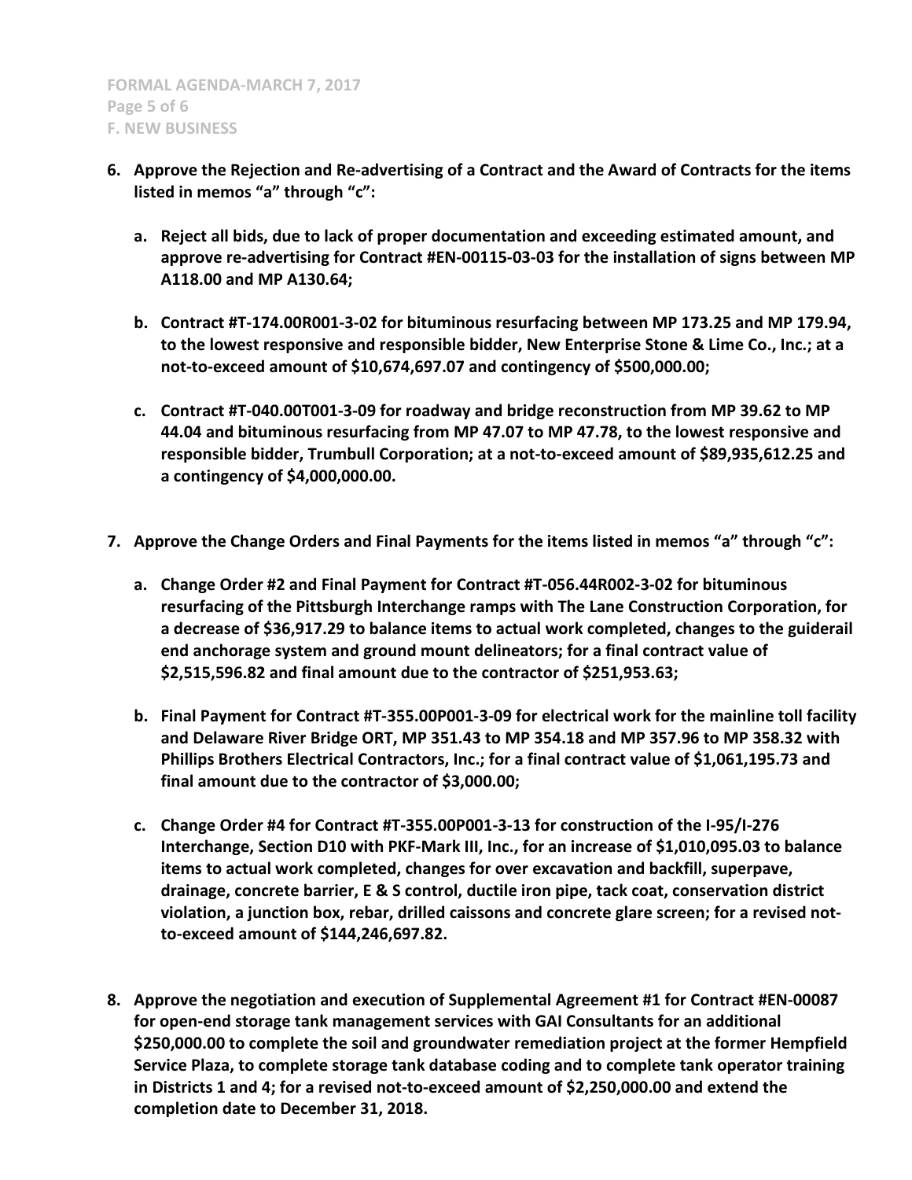**6. Approve the Rejection and Re-advertising of a Contract and the Award of Contracts for the items listed in memos "a" through "c":**

   **a. Reject all bids, due to lack of proper documentation and exceeding estimated amount, and approve re-advertising for Contract #EN-00115-03-03 for the installation of signs between MP A118.00 and MP A130.64;**

   **b. Contract #T-174.00R001-3-02 for bituminous resurfacing between MP 173.25 and MP 179.94, to the lowest responsive and responsible bidder, New Enterprise Stone & Lime Co., Inc.; at a not-to-exceed amount of $10,674,697.07 and contingency of $500,000.00;**

   **c. Contract #T-040.00T001-3-09 for roadway and bridge reconstruction from MP 39.62 to MP 44.04 and bituminous resurfacing from MP 47.07 to MP 47.78, to the lowest responsive and responsible bidder, Trumbull Corporation; at a not-to-exceed amount of $89,935,612.25 and a contingency of $4,000,000.00.**

**7. Approve the Change Orders and Final Payments for the items listed in memos "a" through "c":**

   **a. Change Order #2 and Final Payment for Contract #T-056.44R002-3-02 for bituminous resurfacing of the Pittsburgh Interchange ramps with The Lane Construction Corporation, for a decrease of $36,917.29 to balance items to actual work completed, changes to the guiderail end anchorage system and ground mount delineators; for a final contract value of $2,515,596.82 and final amount due to the contractor of $251,953.63;**

   **b. Final Payment for Contract #T-355.00P001-3-09 for electrical work for the mainline toll facility and Delaware River Bridge ORT, MP 351.43 to MP 354.18 and MP 357.96 to MP 358.32 with Phillips Brothers Electrical Contractors, Inc.; for a final contract value of $1,061,195.73 and final amount due to the contractor of $3,000.00;**

   **c. Change Order #4 for Contract #T-355.00P001-3-13 for construction of the I-95/I-276 Interchange, Section D10 with PKF-Mark III, Inc., for an increase of $1,010,095.03 to balance items to actual work completed, changes for over excavation and backfill, superpave, drainage, concrete barrier, E & S control, ductile iron pipe, tack coat, conservation district violation, a junction box, rebar, drilled caissons and concrete glare screen; for a revised not-to-exceed amount of $144,246,697.82.**

**8. Approve the negotiation and execution of Supplemental Agreement #1 for Contract #EN-00087 for open-end storage tank management services with GAI Consultants for an additional $250,000.00 to complete the soil and groundwater remediation project at the former Hempfield Service Plaza, to complete storage tank database coding and to complete tank operator training in Districts 1 and 4; for a revised not-to-exceed amount of $2,250,000.00 and extend the completion date to December 31, 2018.**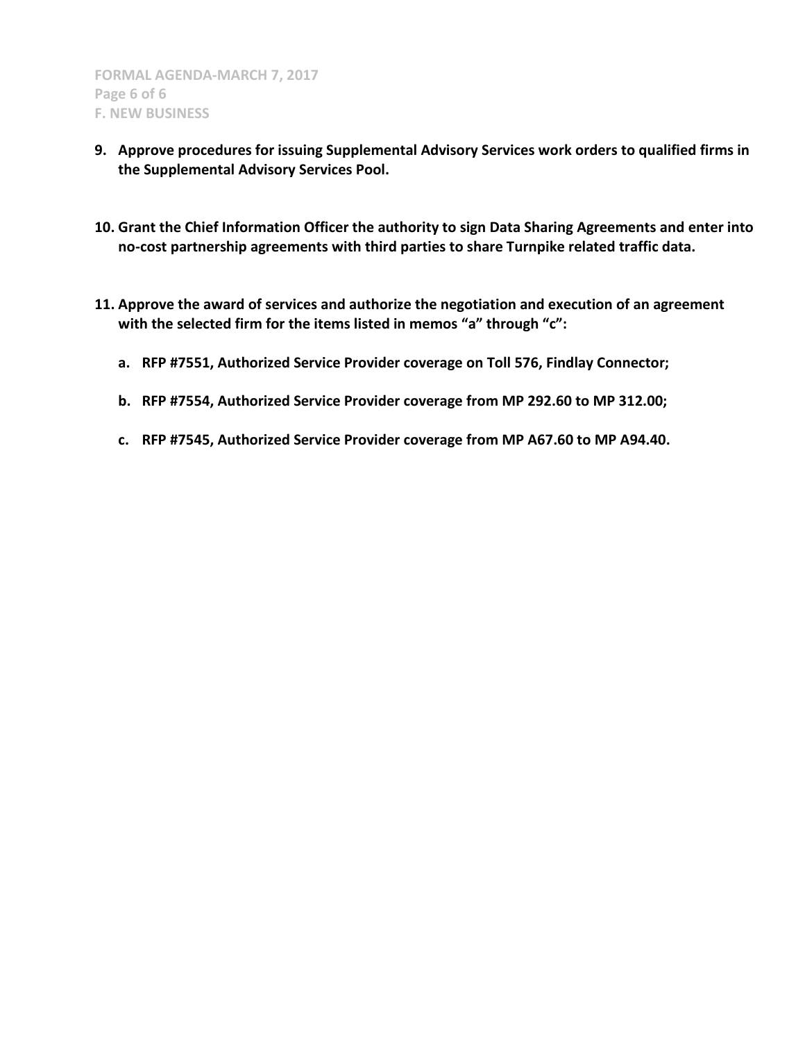9. **Approve procedures for issuing Supplemental Advisory Services work orders to qualified firms in the Supplemental Advisory Services Pool.**

10. **Grant the Chief Information Officer the authority to sign Data Sharing Agreements and enter into no-cost partnership agreements with third parties to share Turnpike related traffic data.**

11. **Approve the award of services and authorize the negotiation and execution of an agreement with the selected firm for the items listed in memos "a" through "c":**

    a. **RFP #7551, Authorized Service Provider coverage on Toll 576, Findlay Connector;**

    b. **RFP #7554, Authorized Service Provider coverage from MP 292.60 to MP 312.00;**

    c. **RFP #7545, Authorized Service Provider coverage from MP A67.60 to MP A94.40.**